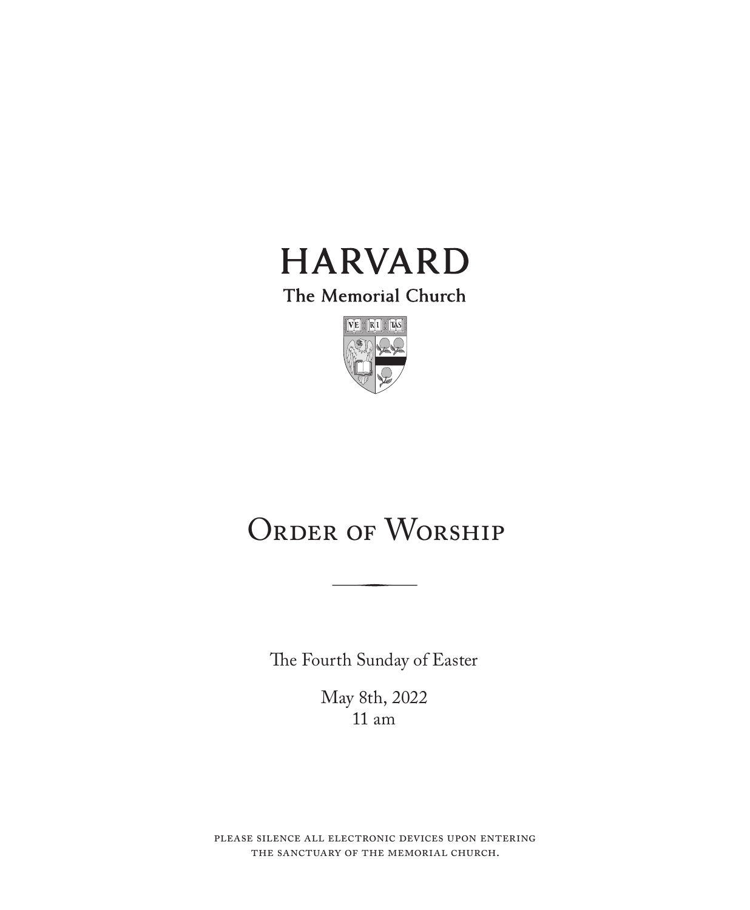# HARVARD

The Memorial Church

# Order of Worship

The Fourth Sunday of Easter

May 8th, 2022
11 am

please silence all electronic devices upon entering the sanctuary of the memorial church.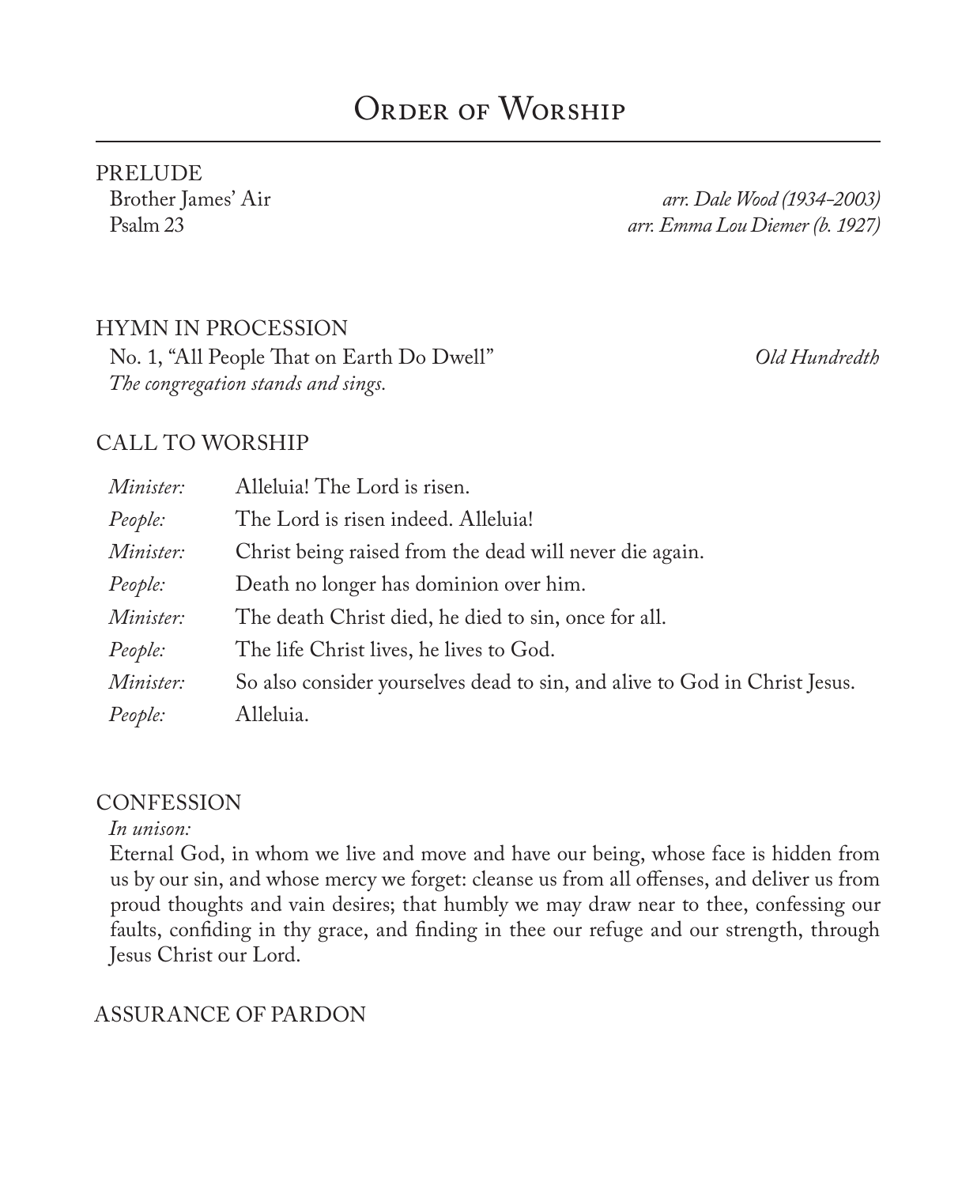# Order of Worship

## PRELUDE

Brother James' Air — *arr. Dale Wood (1934-2003)*
Psalm 23 — *arr. Emma Lou Diemer (b. 1927)*

## HYMN IN PROCESSION

No. 1, "All People That on Earth Do Dwell" — *Old Hundredth*
*The congregation stands and sings.*

## CALL TO WORSHIP

| | |
|---|---|
| *Minister:* | Alleluia! The Lord is risen. |
| *People:* | The Lord is risen indeed. Alleluia! |
| *Minister:* | Christ being raised from the dead will never die again. |
| *People:* | Death no longer has dominion over him. |
| *Minister:* | The death Christ died, he died to sin, once for all. |
| *People:* | The life Christ lives, he lives to God. |
| *Minister:* | So also consider yourselves dead to sin, and alive to God in Christ Jesus. |
| *People:* | Alleluia. |

## CONFESSION

*In unison:*

Eternal God, in whom we live and move and have our being, whose face is hidden from us by our sin, and whose mercy we forget: cleanse us from all offenses, and deliver us from proud thoughts and vain desires; that humbly we may draw near to thee, confessing our faults, confiding in thy grace, and finding in thee our refuge and our strength, through Jesus Christ our Lord.

## ASSURANCE OF PARDON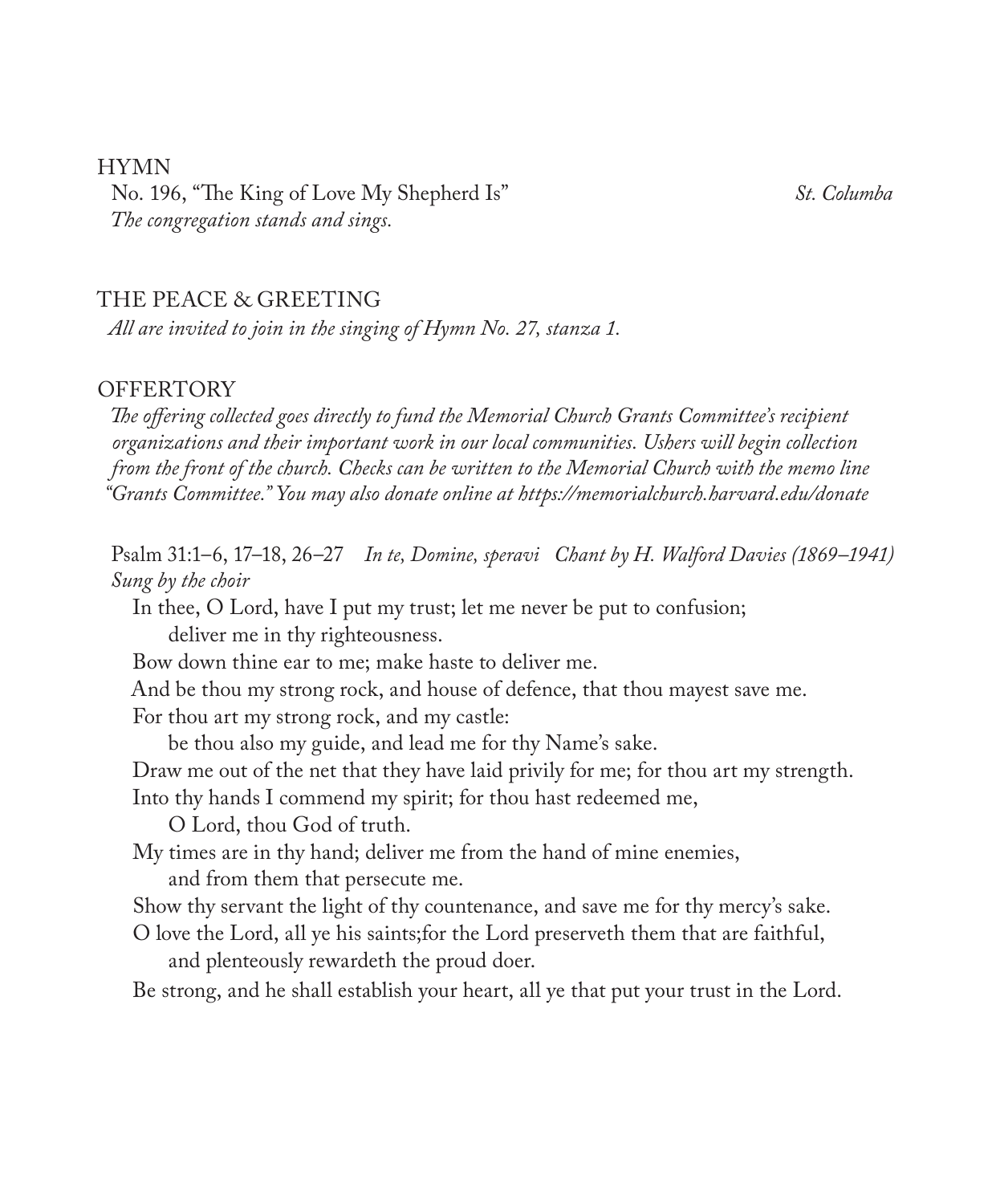## HYMN

No. 196, "The King of Love My Shepherd Is" *St. Columba*

*The congregation stands and sings.*

## THE PEACE & GREETING

*All are invited to join in the singing of Hymn No. 27, stanza 1.*

## OFFERTORY

*The offering collected goes directly to fund the Memorial Church Grants Committee's recipient organizations and their important work in our local communities. Ushers will begin collection from the front of the church. Checks can be written to the Memorial Church with the memo line "Grants Committee." You may also donate online at https://memorialchurch.harvard.edu/donate*

Psalm 31:1–6, 17–18, 26–27 *In te, Domine, speravi Chant by H. Walford Davies (1869–1941)*

*Sung by the choir*

In thee, O Lord, have I put my trust; let me never be put to confusion;
deliver me in thy righteousness.
Bow down thine ear to me; make haste to deliver me.
And be thou my strong rock, and house of defence, that thou mayest save me.
For thou art my strong rock, and my castle:
be thou also my guide, and lead me for thy Name's sake.
Draw me out of the net that they have laid privily for me; for thou art my strength.
Into thy hands I commend my spirit; for thou hast redeemed me,
O Lord, thou God of truth.
My times are in thy hand; deliver me from the hand of mine enemies,
and from them that persecute me.
Show thy servant the light of thy countenance, and save me for thy mercy's sake.
O love the Lord, all ye his saints;for the Lord preserveth them that are faithful,
and plenteously rewardeth the proud doer.
Be strong, and he shall establish your heart, all ye that put your trust in the Lord.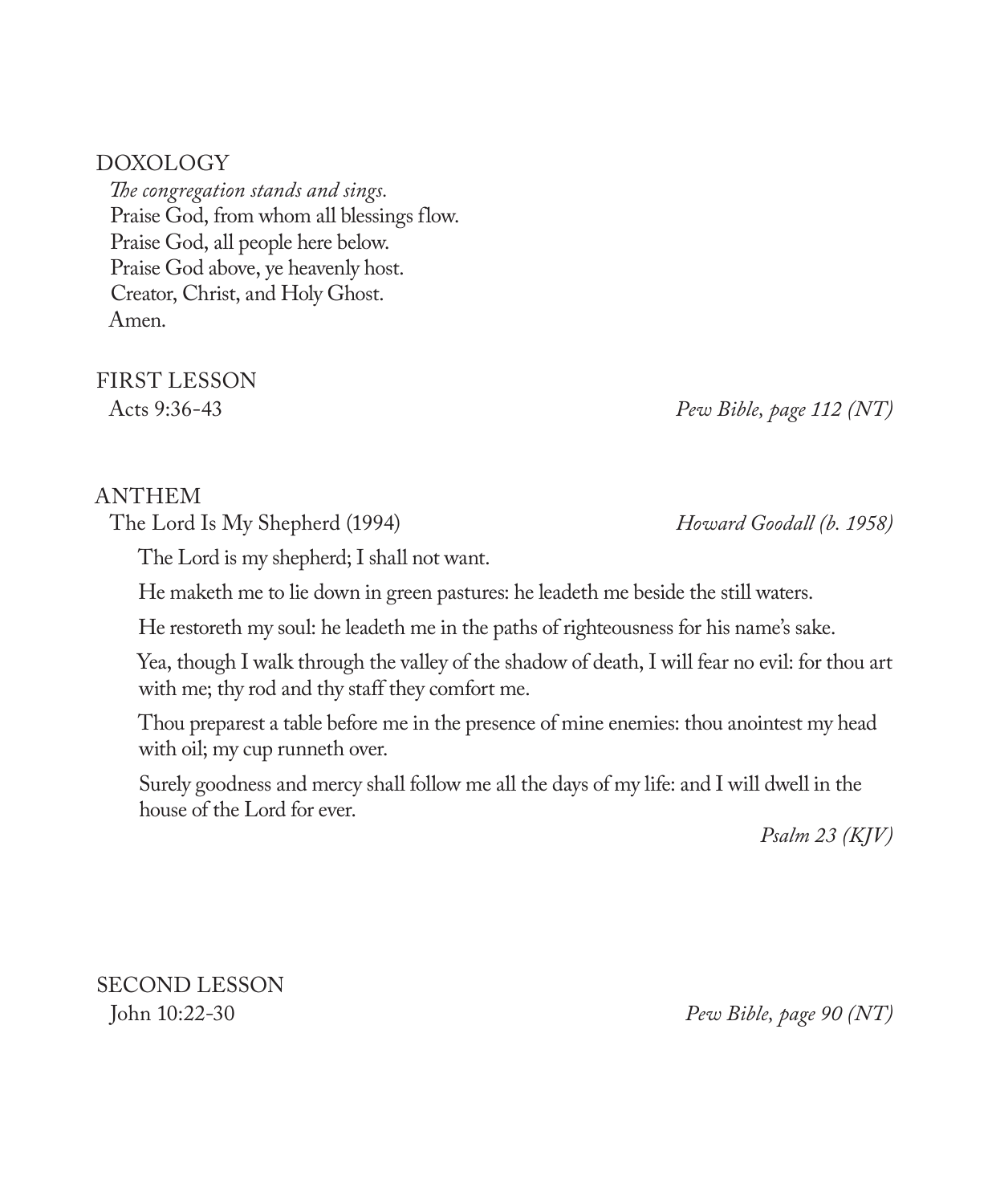## DOXOLOGY

*The congregation stands and sings.*

Praise God, from whom all blessings flow.
Praise God, all people here below.
Praise God above, ye heavenly host.
Creator, Christ, and Holy Ghost.
Amen.

## FIRST LESSON

Acts 9:36-43 — *Pew Bible, page 112 (NT)*

## ANTHEM

The Lord Is My Shepherd (1994) — *Howard Goodall (b. 1958)*

The Lord is my shepherd; I shall not want.

He maketh me to lie down in green pastures: he leadeth me beside the still waters.

He restoreth my soul: he leadeth me in the paths of righteousness for his name's sake.

Yea, though I walk through the valley of the shadow of death, I will fear no evil: for thou art with me; thy rod and thy staff they comfort me.

Thou preparest a table before me in the presence of mine enemies: thou anointest my head with oil; my cup runneth over.

Surely goodness and mercy shall follow me all the days of my life: and I will dwell in the house of the Lord for ever.

*Psalm 23 (KJV)*

## SECOND LESSON

John 10:22-30 — *Pew Bible, page 90 (NT)*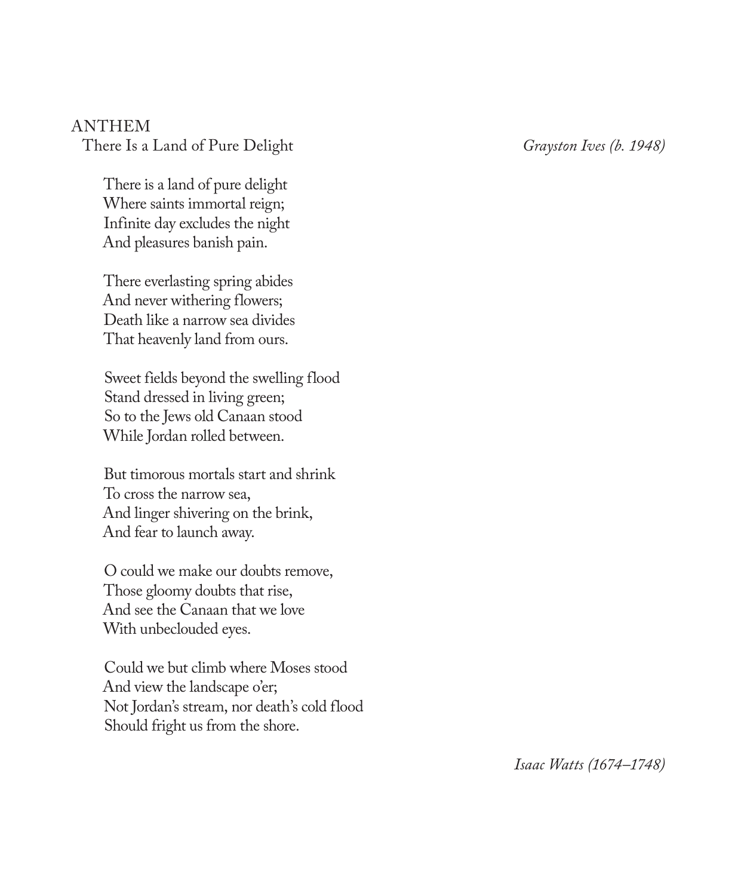ANTHEM

There Is a Land of Pure Delight *Grayston Ives (b. 1948)*

There is a land of pure delight  
Where saints immortal reign;  
Infinite day excludes the night  
And pleasures banish pain.

There everlasting spring abides  
And never withering flowers;  
Death like a narrow sea divides  
That heavenly land from ours.

Sweet fields beyond the swelling flood  
Stand dressed in living green;  
So to the Jews old Canaan stood  
While Jordan rolled between.

But timorous mortals start and shrink  
To cross the narrow sea,  
And linger shivering on the brink,  
And fear to launch away.

O could we make our doubts remove,  
Those gloomy doubts that rise,  
And see the Canaan that we love  
With unbeclouded eyes.

Could we but climb where Moses stood  
And view the landscape o'er;  
Not Jordan's stream, nor death's cold flood  
Should fright us from the shore.

*Isaac Watts (1674–1748)*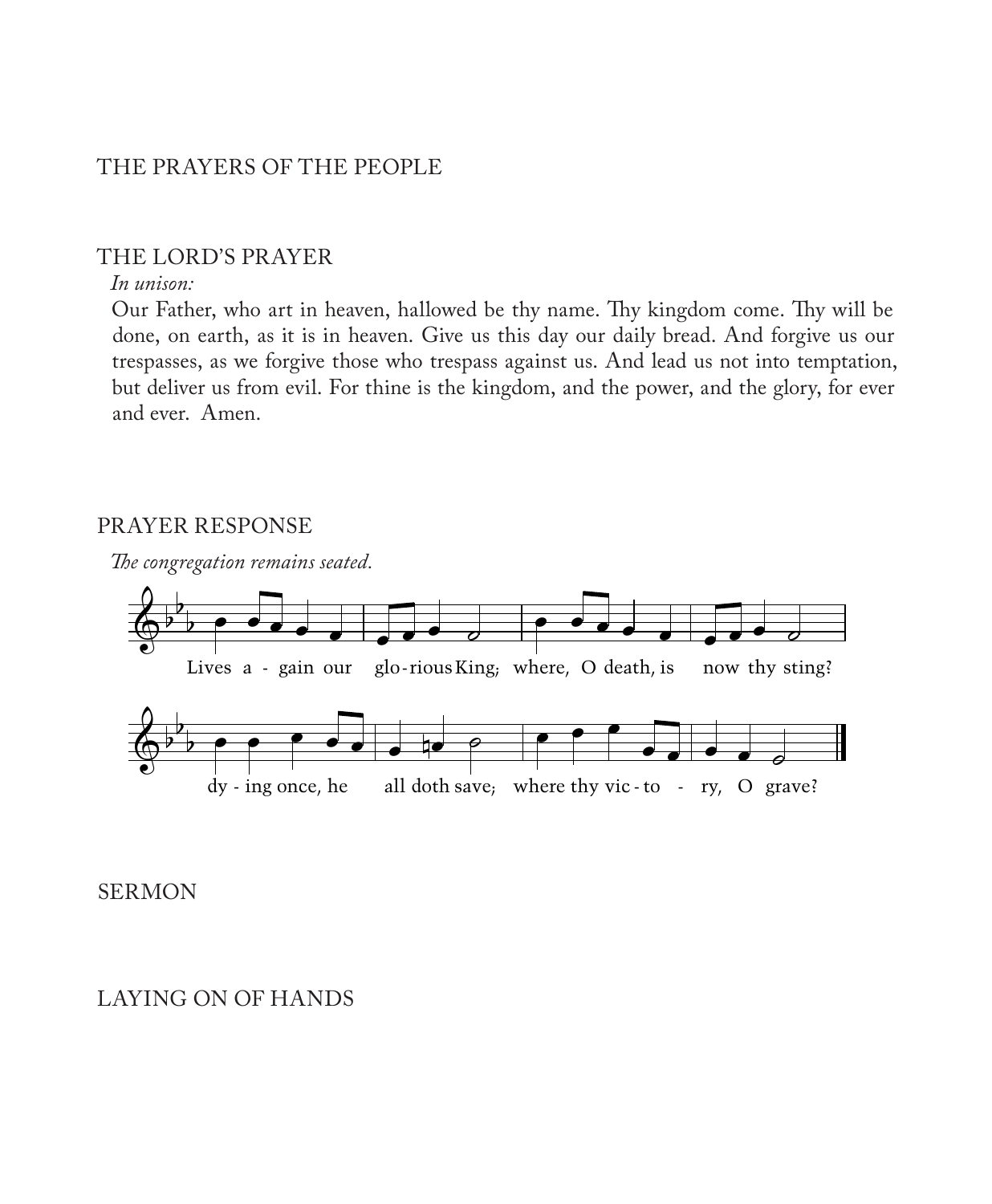## THE PRAYERS OF THE PEOPLE

## THE LORD'S PRAYER

*In unison:*

Our Father, who art in heaven, hallowed be thy name. Thy kingdom come. Thy will be done, on earth, as it is in heaven. Give us this day our daily bread. And forgive us our trespasses, as we forgive those who trespass against us. And lead us not into temptation, but deliver us from evil. For thine is the kingdom, and the power, and the glory, for ever and ever. Amen.

## PRAYER RESPONSE

*The congregation remains seated.*

Lives a - gain our glo - rious King; where, O death, is now thy sting?

dy - ing once, he all doth save; where thy vic - to - ry, O grave?

## SERMON

## LAYING ON OF HANDS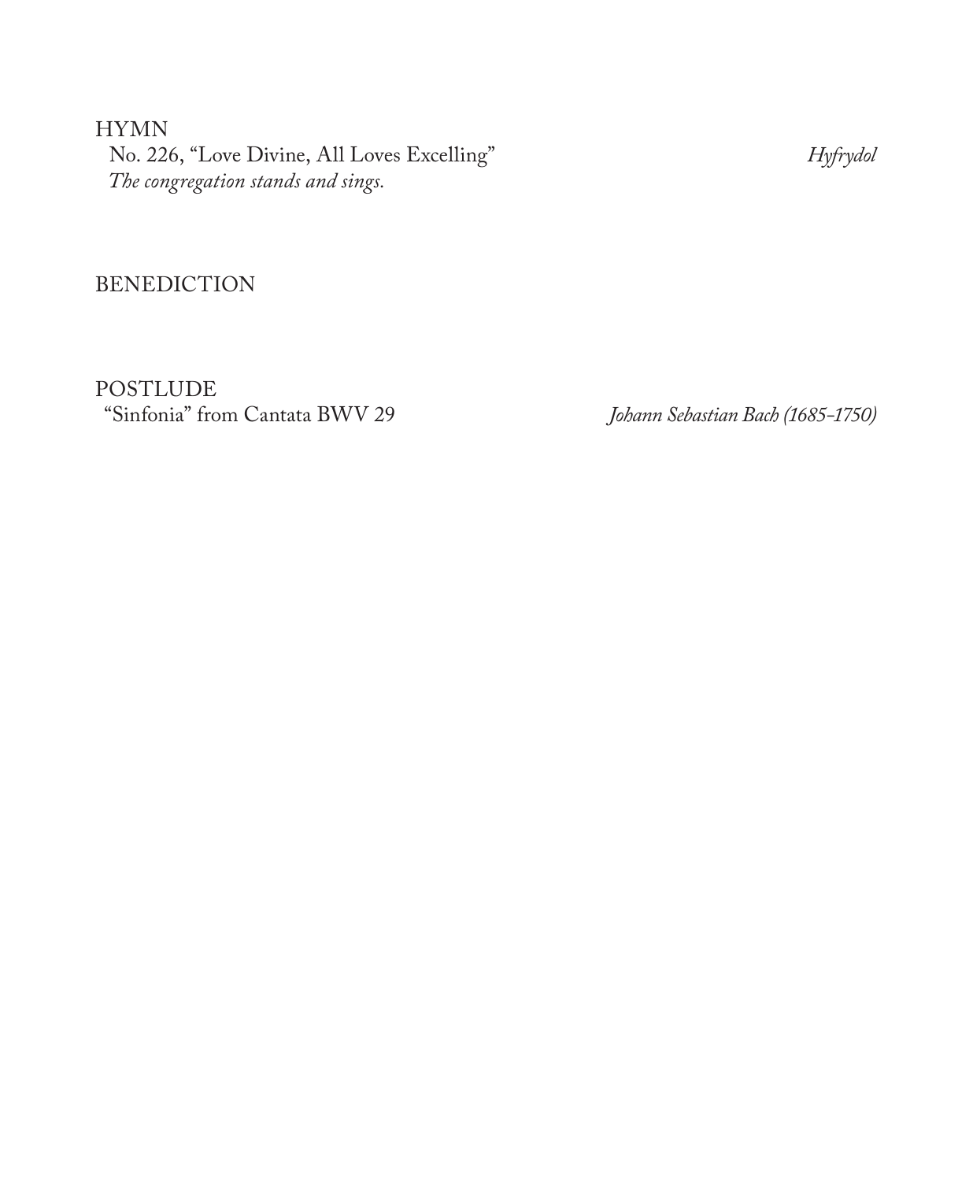HYMN

No. 226, "Love Divine, All Loves Excelling" *Hyfrydol*

*The congregation stands and sings.*

BENEDICTION

POSTLUDE

"Sinfonia" from Cantata BWV 29 *Johann Sebastian Bach (1685-1750)*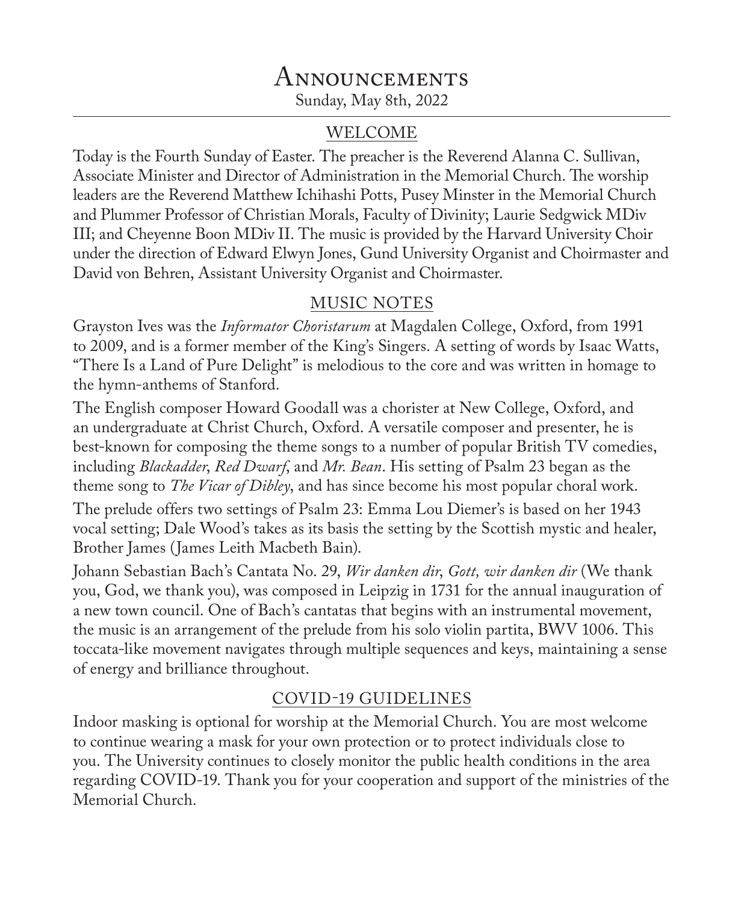# Announcements

Sunday, May 8th, 2022

## WELCOME

Today is the Fourth Sunday of Easter. The preacher is the Reverend Alanna C. Sullivan, Associate Minister and Director of Administration in the Memorial Church. The worship leaders are the Reverend Matthew Ichihashi Potts, Pusey Minster in the Memorial Church and Plummer Professor of Christian Morals, Faculty of Divinity; Laurie Sedgwick MDiv III; and Cheyenne Boon MDiv II. The music is provided by the Harvard University Choir under the direction of Edward Elwyn Jones, Gund University Organist and Choirmaster and David von Behren, Assistant University Organist and Choirmaster.

## MUSIC NOTES

Grayston Ives was the *Informator Choristarum* at Magdalen College, Oxford, from 1991 to 2009, and is a former member of the King's Singers. A setting of words by Isaac Watts, "There Is a Land of Pure Delight" is melodious to the core and was written in homage to the hymn-anthems of Stanford.

The English composer Howard Goodall was a chorister at New College, Oxford, and an undergraduate at Christ Church, Oxford. A versatile composer and presenter, he is best-known for composing the theme songs to a number of popular British TV comedies, including *Blackadder*, *Red Dwarf*, and *Mr. Bean*. His setting of Psalm 23 began as the theme song to *The Vicar of Dibley*, and has since become his most popular choral work.

The prelude offers two settings of Psalm 23: Emma Lou Diemer's is based on her 1943 vocal setting; Dale Wood's takes as its basis the setting by the Scottish mystic and healer, Brother James (James Leith Macbeth Bain).

Johann Sebastian Bach's Cantata No. 29, *Wir danken dir, Gott, wir danken dir* (We thank you, God, we thank you), was composed in Leipzig in 1731 for the annual inauguration of a new town council. One of Bach's cantatas that begins with an instrumental movement, the music is an arrangement of the prelude from his solo violin partita, BWV 1006. This toccata-like movement navigates through multiple sequences and keys, maintaining a sense of energy and brilliance throughout.

## COVID-19 GUIDELINES

Indoor masking is optional for worship at the Memorial Church. You are most welcome to continue wearing a mask for your own protection or to protect individuals close to you. The University continues to closely monitor the public health conditions in the area regarding COVID-19. Thank you for your cooperation and support of the ministries of the Memorial Church.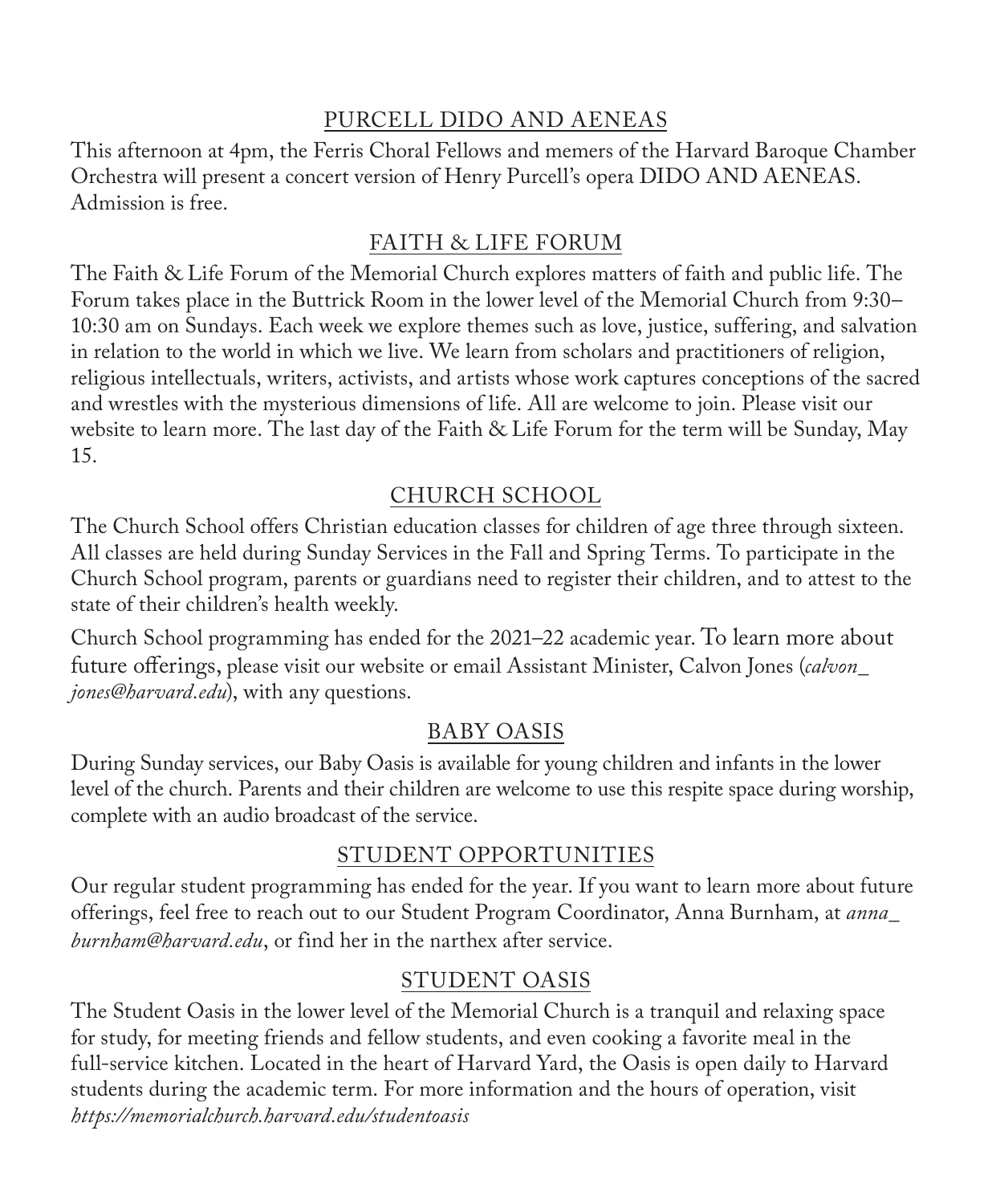## PURCELL DIDO AND AENEAS

This afternoon at 4pm, the Ferris Choral Fellows and memers of the Harvard Baroque Chamber Orchestra will present a concert version of Henry Purcell's opera DIDO AND AENEAS. Admission is free.

## FAITH & LIFE FORUM

The Faith & Life Forum of the Memorial Church explores matters of faith and public life. The Forum takes place in the Buttrick Room in the lower level of the Memorial Church from 9:30–10:30 am on Sundays. Each week we explore themes such as love, justice, suffering, and salvation in relation to the world in which we live. We learn from scholars and practitioners of religion, religious intellectuals, writers, activists, and artists whose work captures conceptions of the sacred and wrestles with the mysterious dimensions of life. All are welcome to join. Please visit our website to learn more. The last day of the Faith & Life Forum for the term will be Sunday, May 15.

## CHURCH SCHOOL

The Church School offers Christian education classes for children of age three through sixteen. All classes are held during Sunday Services in the Fall and Spring Terms. To participate in the Church School program, parents or guardians need to register their children, and to attest to the state of their children's health weekly.

Church School programming has ended for the 2021–22 academic year. To learn more about future offerings, please visit our website or email Assistant Minister, Calvon Jones (*calvon_jones@harvard.edu*), with any questions.

## BABY OASIS

During Sunday services, our Baby Oasis is available for young children and infants in the lower level of the church. Parents and their children are welcome to use this respite space during worship, complete with an audio broadcast of the service.

## STUDENT OPPORTUNITIES

Our regular student programming has ended for the year. If you want to learn more about future offerings, feel free to reach out to our Student Program Coordinator, Anna Burnham, at *anna_burnham@harvard.edu*, or find her in the narthex after service.

## STUDENT OASIS

The Student Oasis in the lower level of the Memorial Church is a tranquil and relaxing space for study, for meeting friends and fellow students, and even cooking a favorite meal in the full-service kitchen. Located in the heart of Harvard Yard, the Oasis is open daily to Harvard students during the academic term. For more information and the hours of operation, visit *https://memorialchurch.harvard.edu/studentoasis*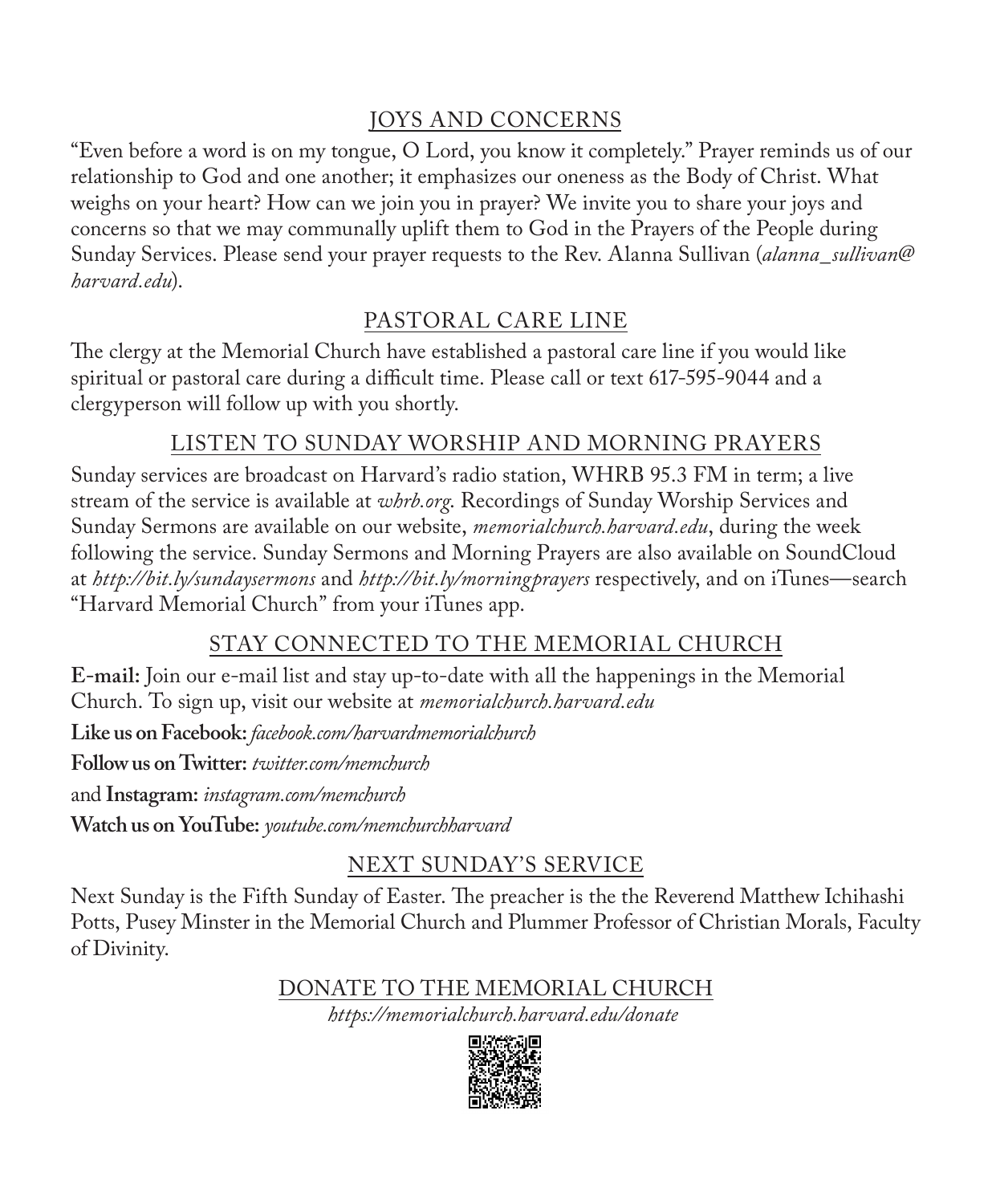## JOYS AND CONCERNS

"Even before a word is on my tongue, O Lord, you know it completely." Prayer reminds us of our relationship to God and one another; it emphasizes our oneness as the Body of Christ. What weighs on your heart? How can we join you in prayer? We invite you to share your joys and concerns so that we may communally uplift them to God in the Prayers of the People during Sunday Services. Please send your prayer requests to the Rev. Alanna Sullivan (*alanna_sullivan@harvard.edu*).

## PASTORAL CARE LINE

The clergy at the Memorial Church have established a pastoral care line if you would like spiritual or pastoral care during a difficult time. Please call or text 617-595-9044 and a clergyperson will follow up with you shortly.

## LISTEN TO SUNDAY WORSHIP AND MORNING PRAYERS

Sunday services are broadcast on Harvard's radio station, WHRB 95.3 FM in term; a live stream of the service is available at *whrb.org*. Recordings of Sunday Worship Services and Sunday Sermons are available on our website, *memorialchurch.harvard.edu*, during the week following the service. Sunday Sermons and Morning Prayers are also available on SoundCloud at *http://bit.ly/sundaysermons* and *http://bit.ly/morningprayers* respectively, and on iTunes—search "Harvard Memorial Church" from your iTunes app.

## STAY CONNECTED TO THE MEMORIAL CHURCH

**E-mail:** Join our e-mail list and stay up-to-date with all the happenings in the Memorial Church. To sign up, visit our website at *memorialchurch.harvard.edu*

**Like us on Facebook:** *facebook.com/harvardmemorialchurch*

**Follow us on Twitter:** *twitter.com/memchurch*

and **Instagram:** *instagram.com/memchurch*

**Watch us on YouTube:** *youtube.com/memchurchharvard*

## NEXT SUNDAY'S SERVICE

Next Sunday is the Fifth Sunday of Easter. The preacher is the the Reverend Matthew Ichihashi Potts, Pusey Minster in the Memorial Church and Plummer Professor of Christian Morals, Faculty of Divinity.

## DONATE TO THE MEMORIAL CHURCH

*https://memorialchurch.harvard.edu/donate*